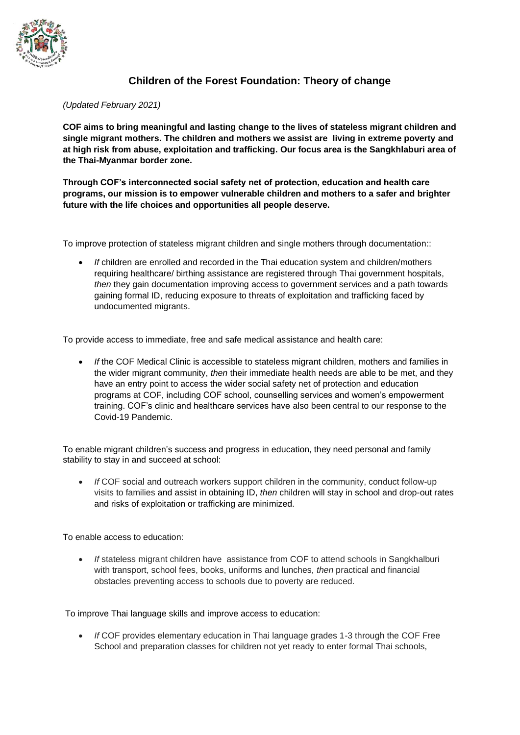## Children of the Forest Foundation: Theory of change

*(Updated February 2021)*

**COF aims to bring meaningful and lasting change to the lives of stateless migrant children and single migrant mothers. The children and mothers we assist are living in extreme poverty and at high risk from abuse, exploitation and trafficking. Our focus area is the Sangkhlaburi area of the Thai-Myanmar border zone.**

**Through COF's interconnected social safety net of protection, education and health care programs, our mission is to empower vulnerable children and mothers to a safer and brighter future with the life choices and opportunities all people deserve.**

To improve protection of stateless migrant children and single mothers through documentation::

- *If* children are enrolled and recorded in the Thai education system and children/mothers requiring healthcare/ birthing assistance are registered through Thai government hospitals, *then* they gain documentation improving access to government services and a path towards gaining formal ID, reducing exposure to threats of exploitation and trafficking faced by undocumented migrants.

To provide access to immediate, free and safe medical assistance and health care:

- *If* the COF Medical Clinic is accessible to stateless migrant children, mothers and families in the wider migrant community, *then* their immediate health needs are able to be met, and they have an entry point to access the wider social safety net of protection and education programs at COF, including COF school, counselling services and women's empowerment training. COF's clinic and healthcare services have also been central to our response to the Covid-19 Pandemic.

To enable migrant children's success and progress in education, they need personal and family stability to stay in and succeed at school:

- *If* COF social and outreach workers support children in the community, conduct follow-up visits to families and assist in obtaining ID, *then* children will stay in school and drop-out rates and risks of exploitation or trafficking are minimized.

To enable access to education:

- *If* stateless migrant children have assistance from COF to attend schools in Sangkhalburi with transport, school fees, books, uniforms and lunches, *then* practical and financial obstacles preventing access to schools due to poverty are reduced.

To improve Thai language skills and improve access to education:

- *If* COF provides elementary education in Thai language grades 1-3 through the COF Free School and preparation classes for children not yet ready to enter formal Thai schools,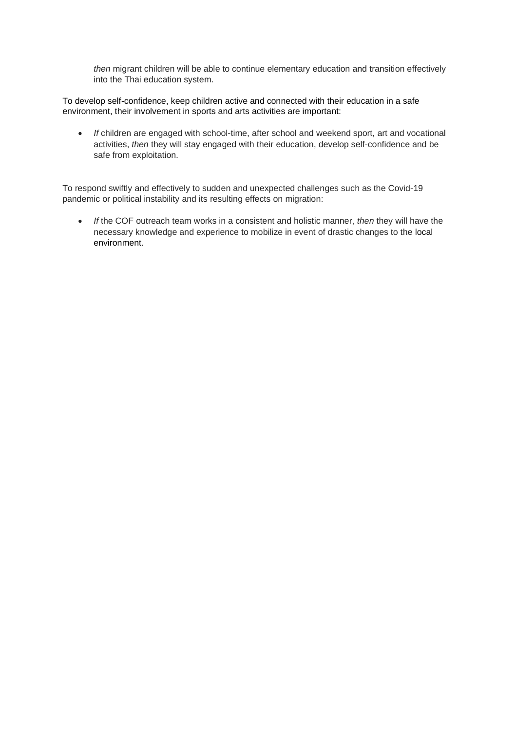*then* migrant children will be able to continue elementary education and transition effectively into the Thai education system.

To develop self-confidence, keep children active and connected with their education in a safe environment, their involvement in sports and arts activities are important:

- *If* children are engaged with school-time, after school and weekend sport, art and vocational activities, *then* they will stay engaged with their education, develop self-confidence and be safe from exploitation.

To respond swiftly and effectively to sudden and unexpected challenges such as the Covid-19 pandemic or political instability and its resulting effects on migration:

- *If* the COF outreach team works in a consistent and holistic manner, *then* they will have the necessary knowledge and experience to mobilize in event of drastic changes to the local environment.